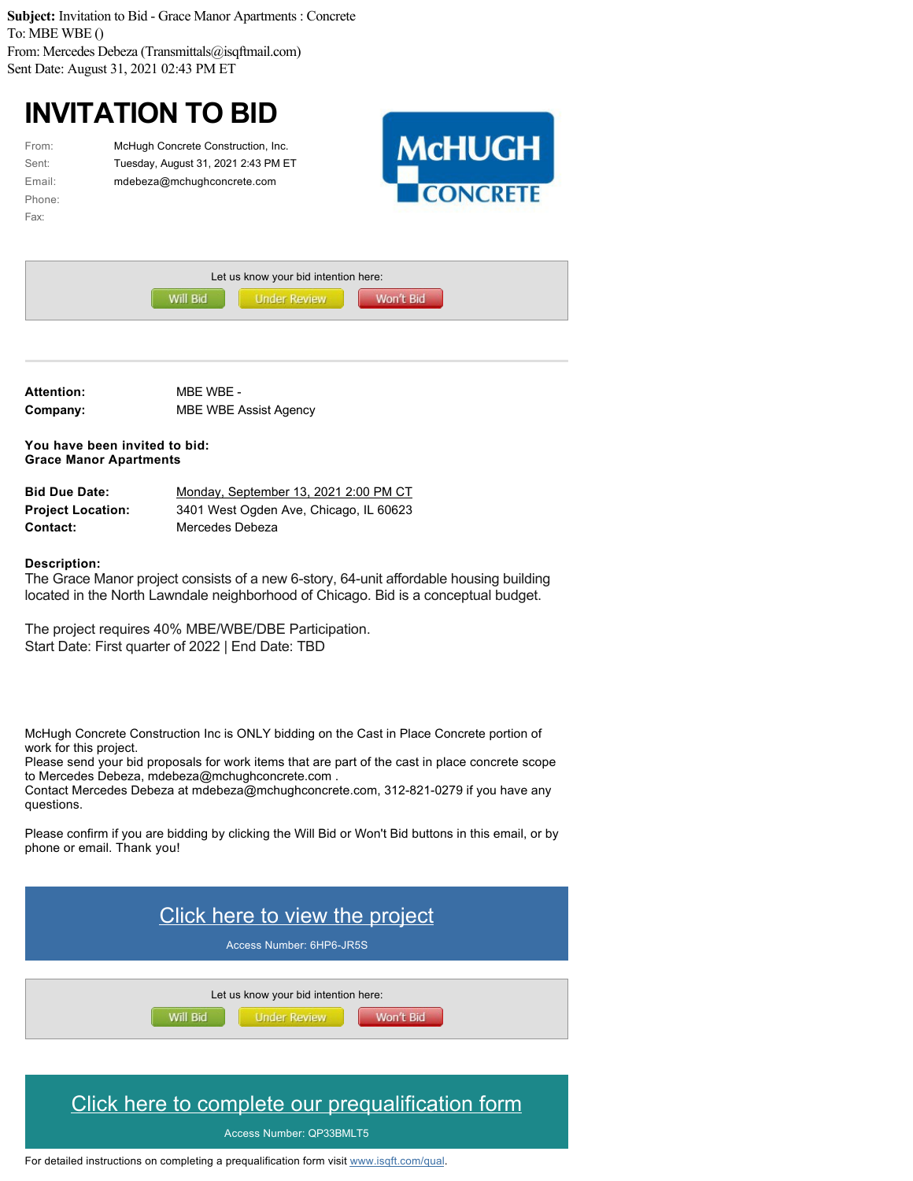**Subject:** Invitation to Bid - Grace Manor Apartments : Concrete
To: MBE WBE ()
From: Mercedes Debeza (Transmittals@isqftmail.com)
Sent Date: August 31, 2021 02:43 PM ET

# INVITATION TO BID

McHUGH CONCRETE

| | |
|---|---|
| From: | McHugh Concrete Construction, Inc. |
| Sent: | Tuesday, August 31, 2021 2:43 PM ET |
| Email: | mdebeza@mchughconcrete.com |
| Phone: | |
| Fax: | |

Let us know your bid intention here:

Will Bid | Under Review | Won't Bid

---

| | |
|---|---|
| **Attention:** | MBE WBE - |
| **Company:** | MBE WBE Assist Agency |

**You have been invited to bid:**
**Grace Manor Apartments**

| | |
|---|---|
| **Bid Due Date:** | Monday, September 13, 2021 2:00 PM CT |
| **Project Location:** | 3401 West Ogden Ave, Chicago, IL 60623 |
| **Contact:** | Mercedes Debeza |

**Description:**
The Grace Manor project consists of a new 6-story, 64-unit affordable housing building located in the North Lawndale neighborhood of Chicago. Bid is a conceptual budget.

The project requires 40% MBE/WBE/DBE Participation.
Start Date: First quarter of 2022 | End Date: TBD

McHugh Concrete Construction Inc is ONLY bidding on the Cast in Place Concrete portion of work for this project.
Please send your bid proposals for work items that are part of the cast in place concrete scope to Mercedes Debeza, mdebeza@mchughconcrete.com .
Contact Mercedes Debeza at mdebeza@mchughconcrete.com, 312-821-0279 if you have any questions.

Please confirm if you are bidding by clicking the Will Bid or Won't Bid buttons in this email, or by phone or email. Thank you!

**Click here to view the project**

Access Number: 6HP6-JR5S

Let us know your bid intention here:

Will Bid | Under Review | Won't Bid

**Click here to complete our prequalification form**

Access Number: QP33BMLT5

For detailed instructions on completing a prequalification form visit www.isqft.com/qual.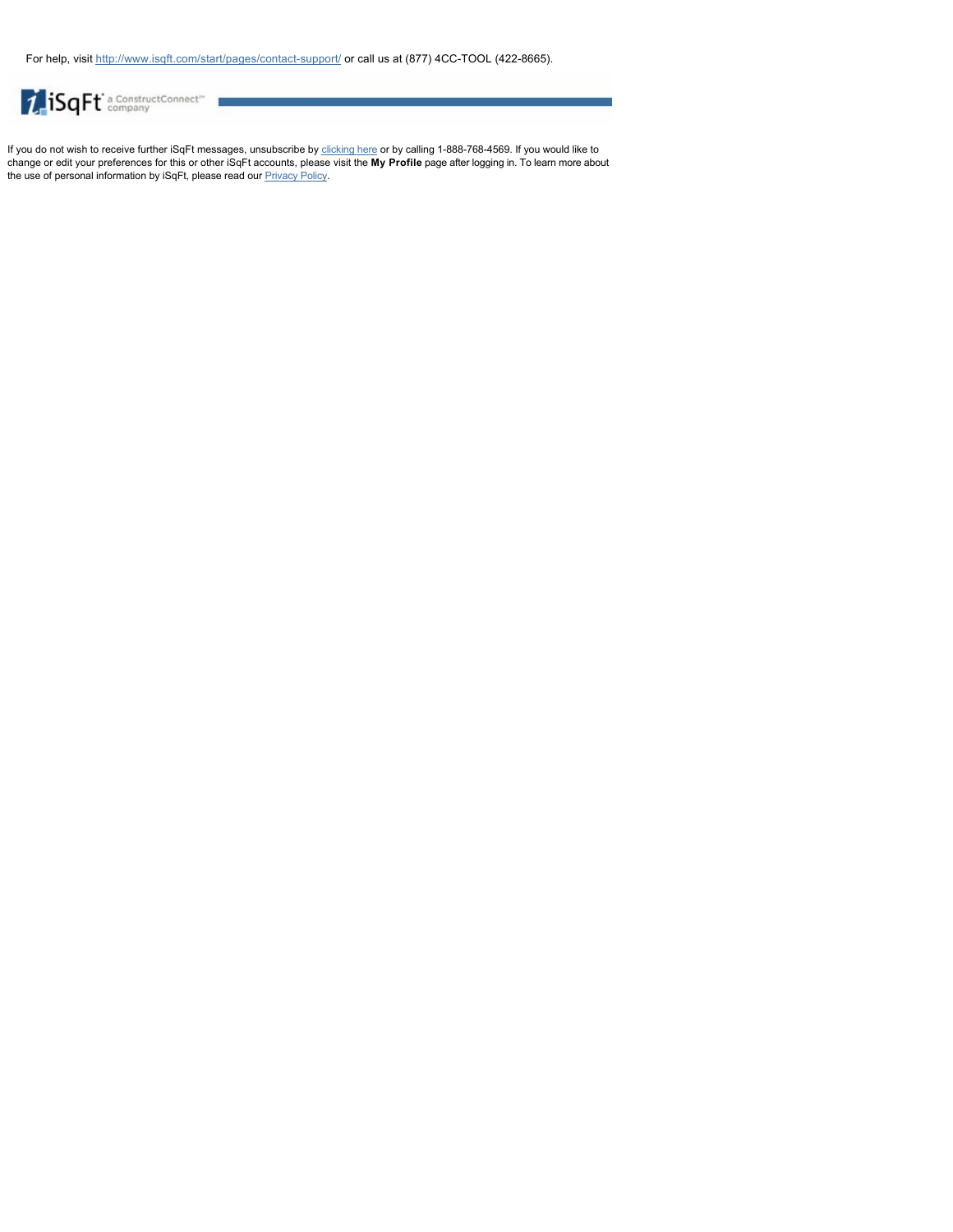For help, visit http://www.isqft.com/start/pages/contact-support/ or call us at (877) 4CC-TOOL (422-8665).

iSqFt a ConstructConnect company

If you do not wish to receive further iSqFt messages, unsubscribe by clicking here or by calling 1-888-768-4569. If you would like to change or edit your preferences for this or other iSqFt accounts, please visit the **My Profile** page after logging in. To learn more about the use of personal information by iSqFt, please read our Privacy Policy.